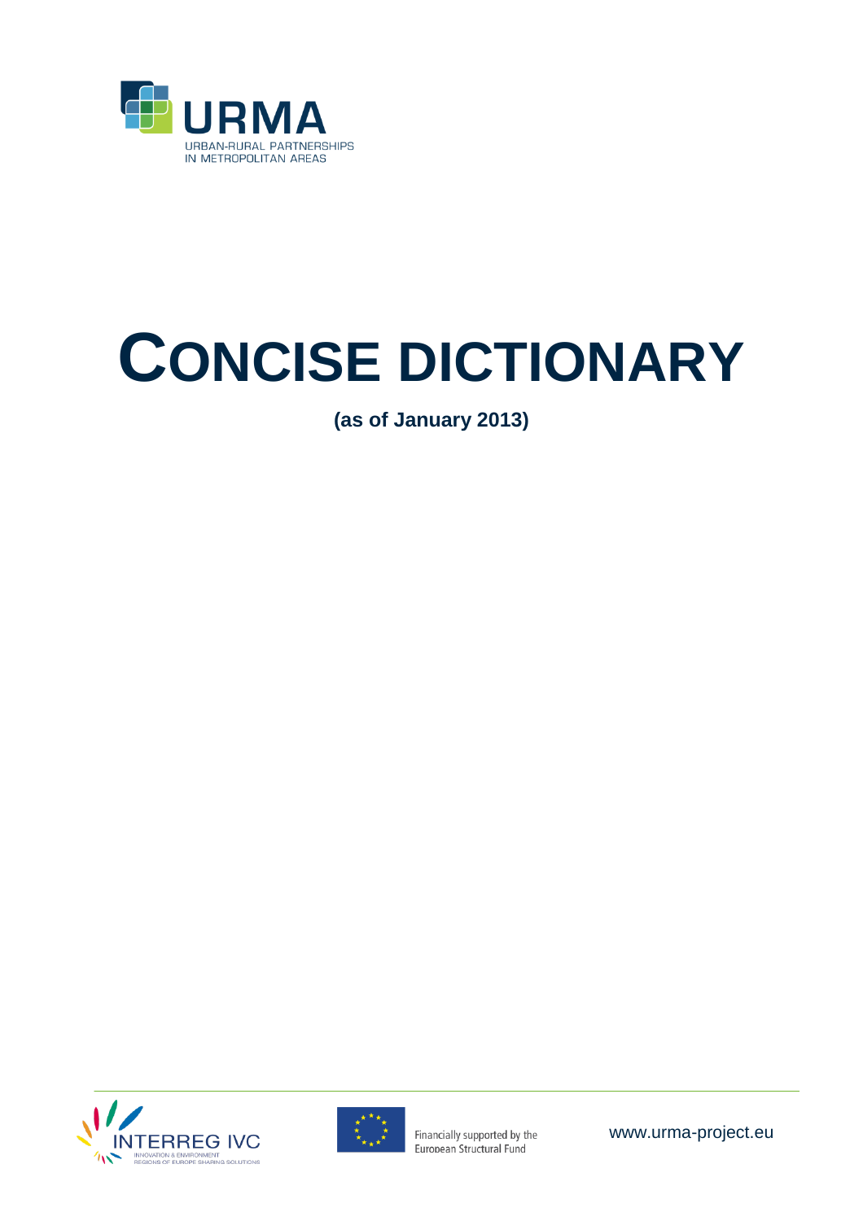URMA

URBAN-RURAL PARTNERSHIPS IN METROPOLITAN AREAS

# CONCISE DICTIONARY

**(as of January 2013)**

INTERREG IVC

INNOVATION & ENVIRONMENT REGIONS OF EUROPE SHARING SOLUTIONS

Financially supported by the European Structural Fund

www.urma-project.eu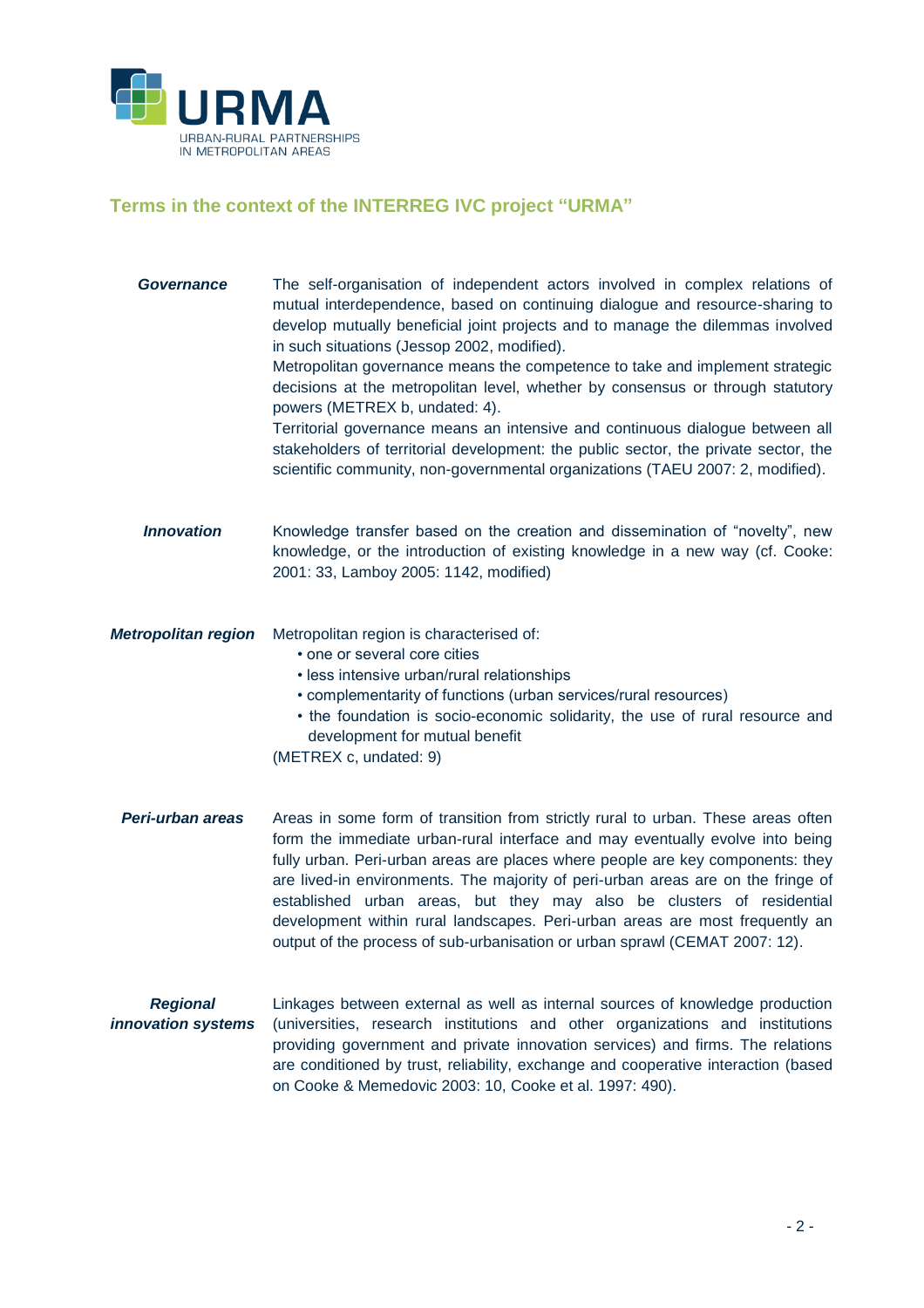## Terms in the context of the INTERREG IVC project "URMA"

***Governance***

The self-organisation of independent actors involved in complex relations of mutual interdependence, based on continuing dialogue and resource-sharing to develop mutually beneficial joint projects and to manage the dilemmas involved in such situations (Jessop 2002, modified).
Metropolitan governance means the competence to take and implement strategic decisions at the metropolitan level, whether by consensus or through statutory powers (METREX b, undated: 4).
Territorial governance means an intensive and continuous dialogue between all stakeholders of territorial development: the public sector, the private sector, the scientific community, non-governmental organizations (TAEU 2007: 2, modified).

***Innovation***

Knowledge transfer based on the creation and dissemination of "novelty", new knowledge, or the introduction of existing knowledge in a new way (cf. Cooke: 2001: 33, Lamboy 2005: 1142, modified)

***Metropolitan region***

Metropolitan region is characterised of:

- one or several core cities
- less intensive urban/rural relationships
- complementarity of functions (urban services/rural resources)
- the foundation is socio-economic solidarity, the use of rural resource and development for mutual benefit

(METREX c, undated: 9)

***Peri-urban areas***

Areas in some form of transition from strictly rural to urban. These areas often form the immediate urban-rural interface and may eventually evolve into being fully urban. Peri-urban areas are places where people are key components: they are lived-in environments. The majority of peri-urban areas are on the fringe of established urban areas, but they may also be clusters of residential development within rural landscapes. Peri-urban areas are most frequently an output of the process of sub-urbanisation or urban sprawl (CEMAT 2007: 12).

***Regional innovation systems***

Linkages between external as well as internal sources of knowledge production (universities, research institutions and other organizations and institutions providing government and private innovation services) and firms. The relations are conditioned by trust, reliability, exchange and cooperative interaction (based on Cooke & Memedovic 2003: 10, Cooke et al. 1997: 490).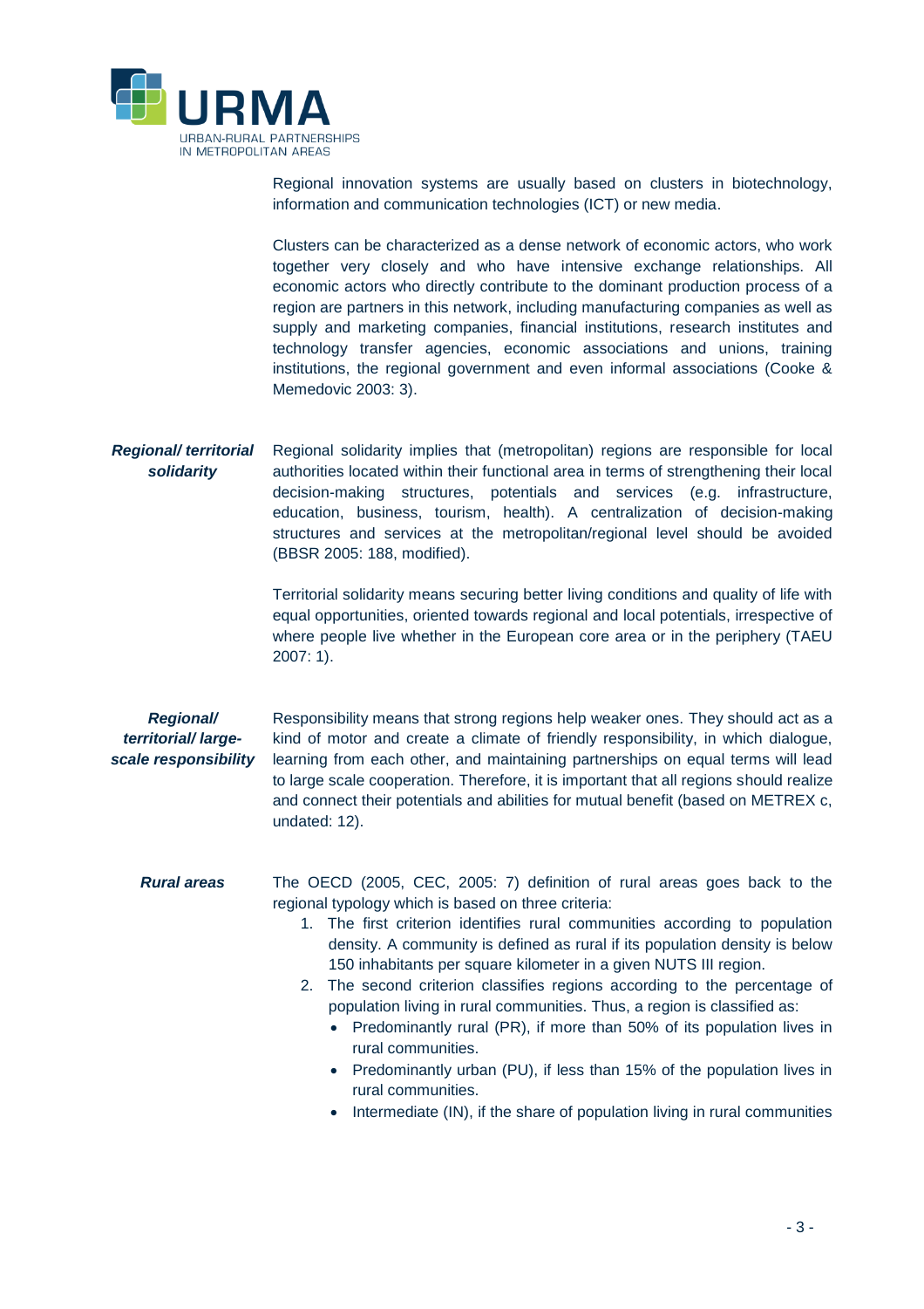Regional innovation systems are usually based on clusters in biotechnology, information and communication technologies (ICT) or new media.

Clusters can be characterized as a dense network of economic actors, who work together very closely and who have intensive exchange relationships. All economic actors who directly contribute to the dominant production process of a region are partners in this network, including manufacturing companies as well as supply and marketing companies, financial institutions, research institutes and technology transfer agencies, economic associations and unions, training institutions, the regional government and even informal associations (Cooke & Memedovic 2003: 3).

***Regional/ territorial solidarity***

Regional solidarity implies that (metropolitan) regions are responsible for local authorities located within their functional area in terms of strengthening their local decision-making structures, potentials and services (e.g. infrastructure, education, business, tourism, health). A centralization of decision-making structures and services at the metropolitan/regional level should be avoided (BBSR 2005: 188, modified).

Territorial solidarity means securing better living conditions and quality of life with equal opportunities, oriented towards regional and local potentials, irrespective of where people live whether in the European core area or in the periphery (TAEU 2007: 1).

***Regional/ territorial/ large-scale responsibility***

Responsibility means that strong regions help weaker ones. They should act as a kind of motor and create a climate of friendly responsibility, in which dialogue, learning from each other, and maintaining partnerships on equal terms will lead to large scale cooperation. Therefore, it is important that all regions should realize and connect their potentials and abilities for mutual benefit (based on METREX c, undated: 12).

***Rural areas***

The OECD (2005, CEC, 2005: 7) definition of rural areas goes back to the regional typology which is based on three criteria:

1. The first criterion identifies rural communities according to population density. A community is defined as rural if its population density is below 150 inhabitants per square kilometer in a given NUTS III region.
2. The second criterion classifies regions according to the percentage of population living in rural communities. Thus, a region is classified as:
    - Predominantly rural (PR), if more than 50% of its population lives in rural communities.
    - Predominantly urban (PU), if less than 15% of the population lives in rural communities.
    - Intermediate (IN), if the share of population living in rural communities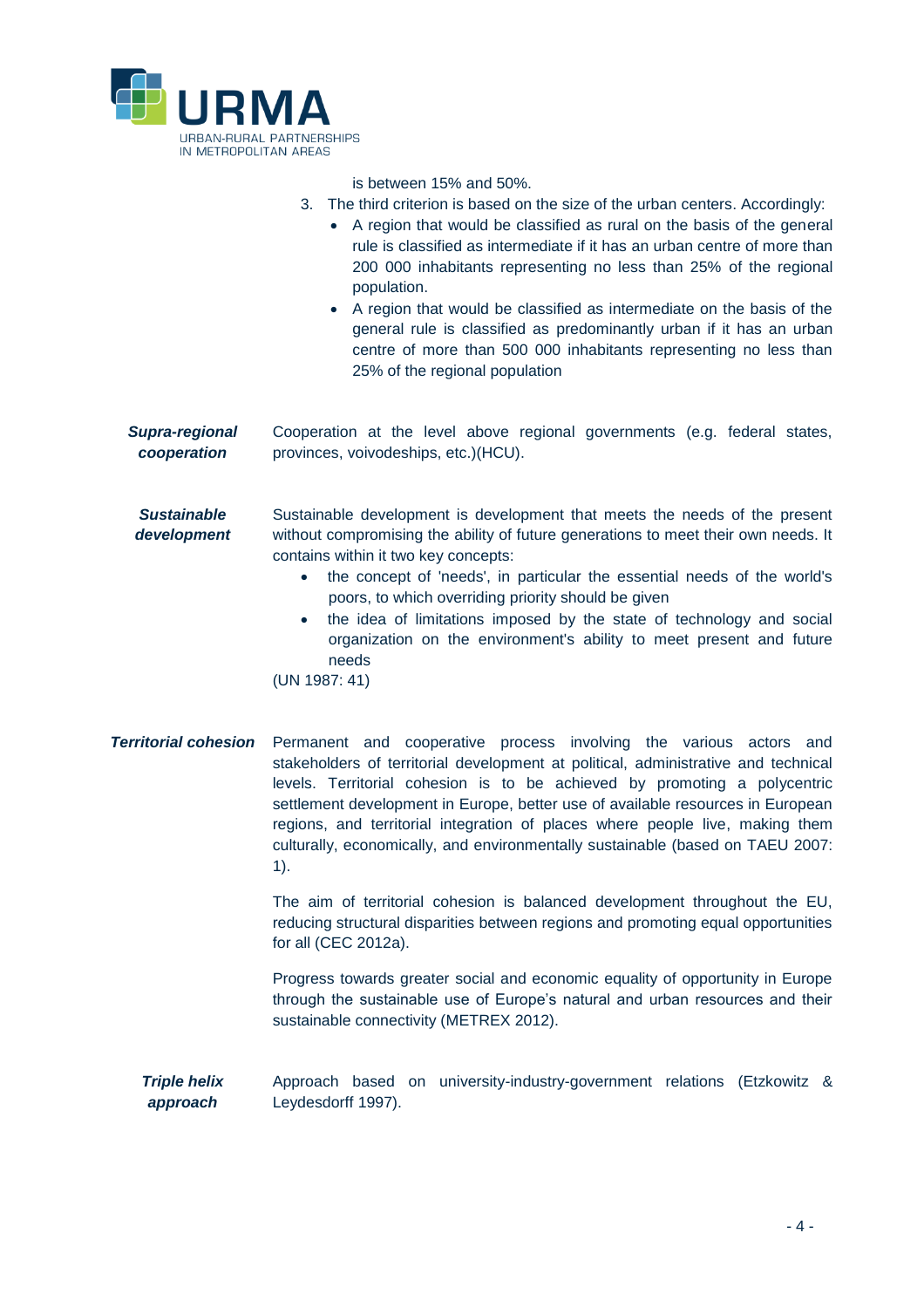is between 15% and 50%.

3. The third criterion is based on the size of the urban centers. Accordingly:
   - A region that would be classified as rural on the basis of the general rule is classified as intermediate if it has an urban centre of more than 200 000 inhabitants representing no less than 25% of the regional population.
   - A region that would be classified as intermediate on the basis of the general rule is classified as predominantly urban if it has an urban centre of more than 500 000 inhabitants representing no less than 25% of the regional population

***Supra-regional cooperation***

Cooperation at the level above regional governments (e.g. federal states, provinces, voivodeships, etc.)(HCU).

***Sustainable development***

Sustainable development is development that meets the needs of the present without compromising the ability of future generations to meet their own needs. It contains within it two key concepts:

- the concept of 'needs', in particular the essential needs of the world's poors, to which overriding priority should be given
- the idea of limitations imposed by the state of technology and social organization on the environment's ability to meet present and future needs

(UN 1987: 41)

***Territorial cohesion***

Permanent and cooperative process involving the various actors and stakeholders of territorial development at political, administrative and technical levels. Territorial cohesion is to be achieved by promoting a polycentric settlement development in Europe, better use of available resources in European regions, and territorial integration of places where people live, making them culturally, economically, and environmentally sustainable (based on TAEU 2007: 1).

The aim of territorial cohesion is balanced development throughout the EU, reducing structural disparities between regions and promoting equal opportunities for all (CEC 2012a).

Progress towards greater social and economic equality of opportunity in Europe through the sustainable use of Europe's natural and urban resources and their sustainable connectivity (METREX 2012).

***Triple helix approach***

Approach based on university-industry-government relations (Etzkowitz & Leydesdorff 1997).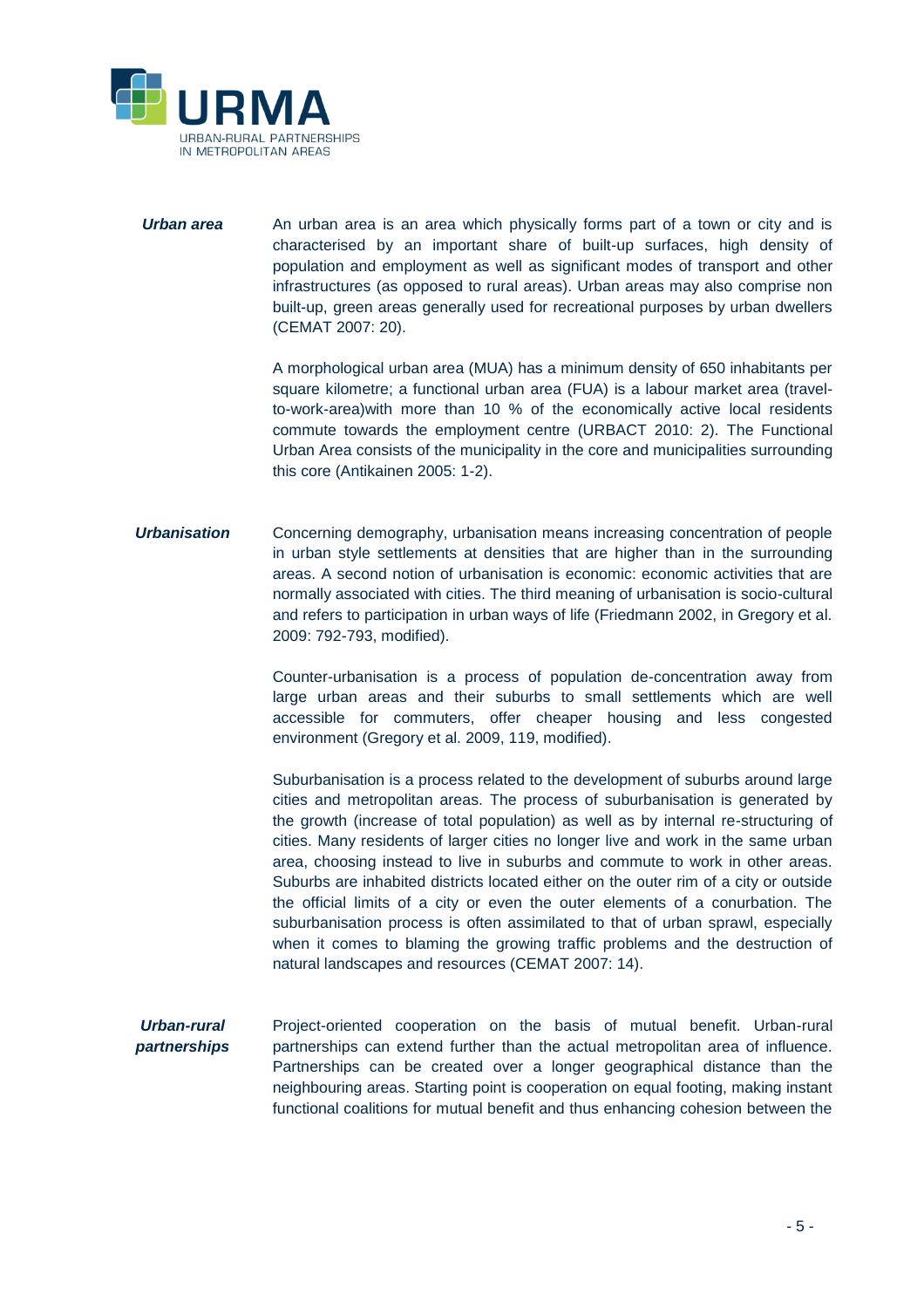***Urban area***

An urban area is an area which physically forms part of a town or city and is characterised by an important share of built-up surfaces, high density of population and employment as well as significant modes of transport and other infrastructures (as opposed to rural areas). Urban areas may also comprise non built-up, green areas generally used for recreational purposes by urban dwellers (CEMAT 2007: 20).

A morphological urban area (MUA) has a minimum density of 650 inhabitants per square kilometre; a functional urban area (FUA) is a labour market area (travel-to-work-area)with more than 10 % of the economically active local residents commute towards the employment centre (URBACT 2010: 2). The Functional Urban Area consists of the municipality in the core and municipalities surrounding this core (Antikainen 2005: 1-2).

***Urbanisation***

Concerning demography, urbanisation means increasing concentration of people in urban style settlements at densities that are higher than in the surrounding areas. A second notion of urbanisation is economic: economic activities that are normally associated with cities. The third meaning of urbanisation is socio-cultural and refers to participation in urban ways of life (Friedmann 2002, in Gregory et al. 2009: 792-793, modified).

Counter-urbanisation is a process of population de-concentration away from large urban areas and their suburbs to small settlements which are well accessible for commuters, offer cheaper housing and less congested environment (Gregory et al. 2009, 119, modified).

Suburbanisation is a process related to the development of suburbs around large cities and metropolitan areas. The process of suburbanisation is generated by the growth (increase of total population) as well as by internal re-structuring of cities. Many residents of larger cities no longer live and work in the same urban area, choosing instead to live in suburbs and commute to work in other areas. Suburbs are inhabited districts located either on the outer rim of a city or outside the official limits of a city or even the outer elements of a conurbation. The suburbanisation process is often assimilated to that of urban sprawl, especially when it comes to blaming the growing traffic problems and the destruction of natural landscapes and resources (CEMAT 2007: 14).

***Urban-rural partnerships***

Project-oriented cooperation on the basis of mutual benefit. Urban-rural partnerships can extend further than the actual metropolitan area of influence. Partnerships can be created over a longer geographical distance than the neighbouring areas. Starting point is cooperation on equal footing, making instant functional coalitions for mutual benefit and thus enhancing cohesion between the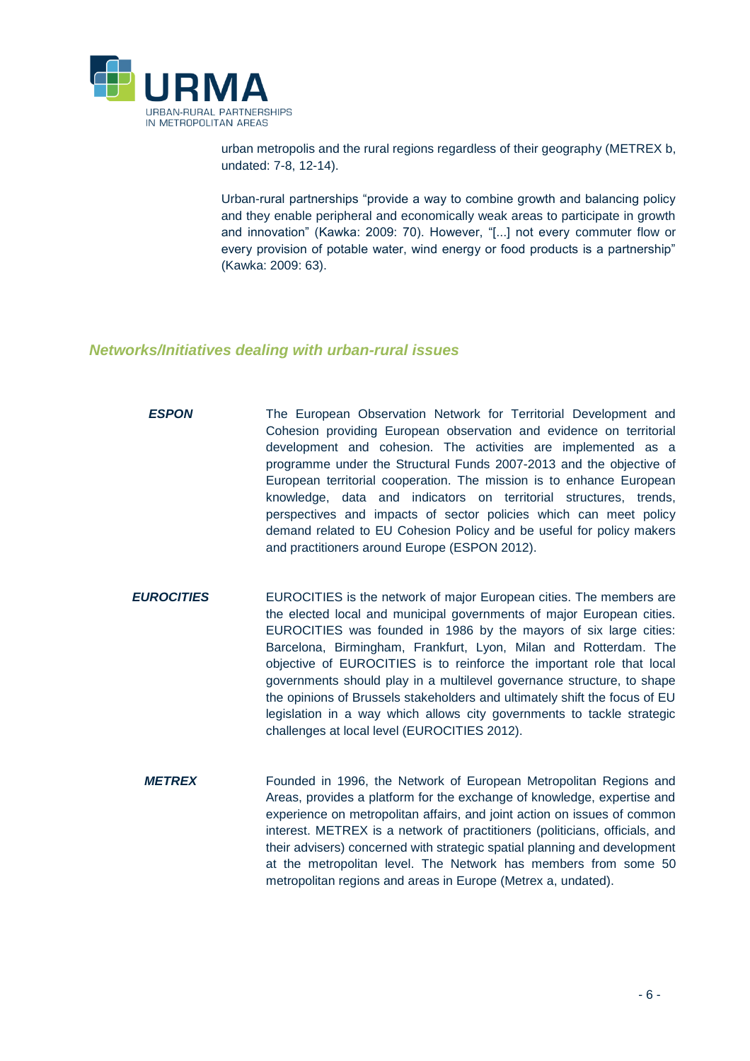urban metropolis and the rural regions regardless of their geography (METREX b, undated: 7-8, 12-14).

Urban-rural partnerships "provide a way to combine growth and balancing policy and they enable peripheral and economically weak areas to participate in growth and innovation" (Kawka: 2009: 70). However, "[...] not every commuter flow or every provision of potable water, wind energy or food products is a partnership" (Kawka: 2009: 63).

## *Networks/Initiatives dealing with urban-rural issues*

***ESPON***

The European Observation Network for Territorial Development and Cohesion providing European observation and evidence on territorial development and cohesion. The activities are implemented as a programme under the Structural Funds 2007-2013 and the objective of European territorial cooperation. The mission is to enhance European knowledge, data and indicators on territorial structures, trends, perspectives and impacts of sector policies which can meet policy demand related to EU Cohesion Policy and be useful for policy makers and practitioners around Europe (ESPON 2012).

***EUROCITIES***

EUROCITIES is the network of major European cities. The members are the elected local and municipal governments of major European cities. EUROCITIES was founded in 1986 by the mayors of six large cities: Barcelona, Birmingham, Frankfurt, Lyon, Milan and Rotterdam. The objective of EUROCITIES is to reinforce the important role that local governments should play in a multilevel governance structure, to shape the opinions of Brussels stakeholders and ultimately shift the focus of EU legislation in a way which allows city governments to tackle strategic challenges at local level (EUROCITIES 2012).

***METREX***

Founded in 1996, the Network of European Metropolitan Regions and Areas, provides a platform for the exchange of knowledge, expertise and experience on metropolitan affairs, and joint action on issues of common interest. METREX is a network of practitioners (politicians, officials, and their advisers) concerned with strategic spatial planning and development at the metropolitan level. The Network has members from some 50 metropolitan regions and areas in Europe (Metrex a, undated).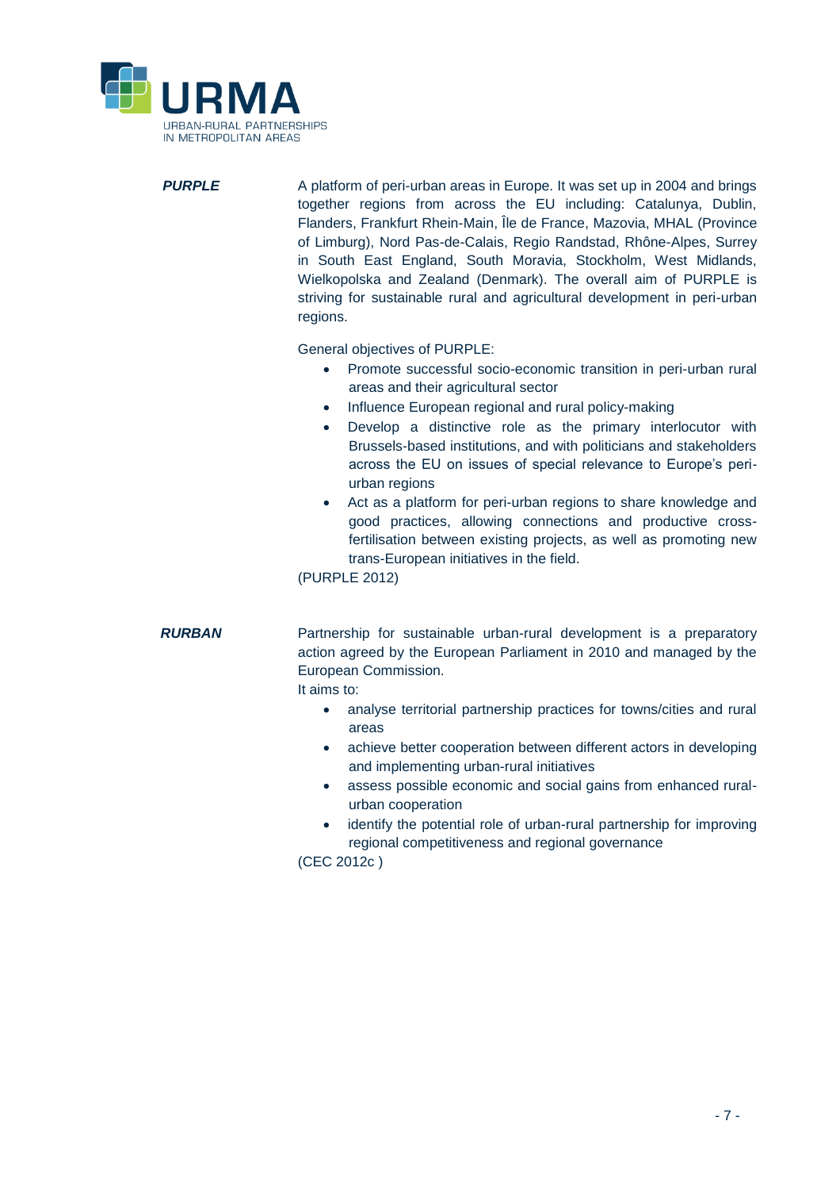***PURPLE***

A platform of peri-urban areas in Europe. It was set up in 2004 and brings together regions from across the EU including: Catalunya, Dublin, Flanders, Frankfurt Rhein-Main, Île de France, Mazovia, MHAL (Province of Limburg), Nord Pas-de-Calais, Regio Randstad, Rhône-Alpes, Surrey in South East England, South Moravia, Stockholm, West Midlands, Wielkopolska and Zealand (Denmark). The overall aim of PURPLE is striving for sustainable rural and agricultural development in peri-urban regions.

General objectives of PURPLE:

- Promote successful socio-economic transition in peri-urban rural areas and their agricultural sector
- Influence European regional and rural policy-making
- Develop a distinctive role as the primary interlocutor with Brussels-based institutions, and with politicians and stakeholders across the EU on issues of special relevance to Europe's peri-urban regions
- Act as a platform for peri-urban regions to share knowledge and good practices, allowing connections and productive cross-fertilisation between existing projects, as well as promoting new trans-European initiatives in the field.

(PURPLE 2012)

***RURBAN***

Partnership for sustainable urban-rural development is a preparatory action agreed by the European Parliament in 2010 and managed by the European Commission.

It aims to:

- analyse territorial partnership practices for towns/cities and rural areas
- achieve better cooperation between different actors in developing and implementing urban-rural initiatives
- assess possible economic and social gains from enhanced rural-urban cooperation
- identify the potential role of urban-rural partnership for improving regional competitiveness and regional governance

(CEC 2012c )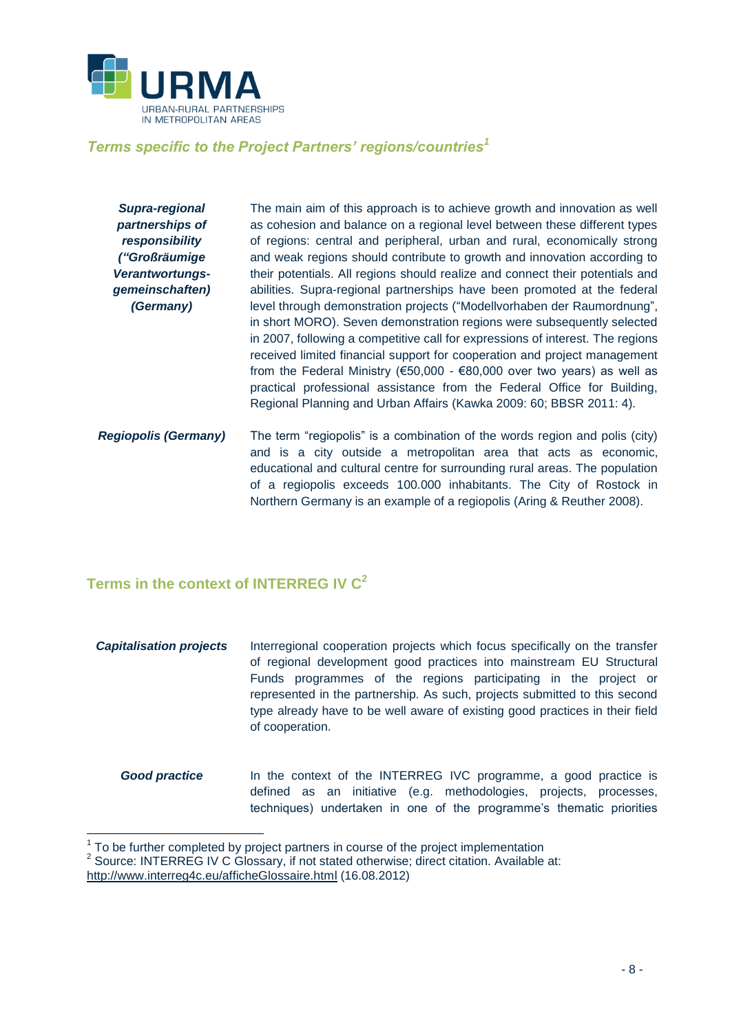## *Terms specific to the Project Partners' regions/countries*[1]

| | |
|---|---|
| ***Supra-regional partnerships of responsibility ("Großräumige Verantwortungs-gemeinschaften) (Germany)*** | The main aim of this approach is to achieve growth and innovation as well as cohesion and balance on a regional level between these different types of regions: central and peripheral, urban and rural, economically strong and weak regions should contribute to growth and innovation according to their potentials. All regions should realize and connect their potentials and abilities. Supra-regional partnerships have been promoted at the federal level through demonstration projects ("Modellvorhaben der Raumordnung", in short MORO). Seven demonstration regions were subsequently selected in 2007, following a competitive call for expressions of interest. The regions received limited financial support for cooperation and project management from the Federal Ministry (€50,000 - €80,000 over two years) as well as practical professional assistance from the Federal Office for Building, Regional Planning and Urban Affairs (Kawka 2009: 60; BBSR 2011: 4). |
| ***Regiopolis (Germany)*** | The term "regiopolis" is a combination of the words region and polis (city) and is a city outside a metropolitan area that acts as economic, educational and cultural centre for surrounding rural areas. The population of a regiopolis exceeds 100.000 inhabitants. The City of Rostock in Northern Germany is an example of a regiopolis (Aring & Reuther 2008). |

## Terms in the context of INTERREG IV C[2]

| | |
|---|---|
| ***Capitalisation projects*** | Interregional cooperation projects which focus specifically on the transfer of regional development good practices into mainstream EU Structural Funds programmes of the regions participating in the project or represented in the partnership. As such, projects submitted to this second type already have to be well aware of existing good practices in their field of cooperation. |
| ***Good practice*** | In the context of the INTERREG IVC programme, a good practice is defined as an initiative (e.g. methodologies, projects, processes, techniques) undertaken in one of the programme's thematic priorities |

[1] To be further completed by project partners in course of the project implementation
[2] Source: INTERREG IV C Glossary, if not stated otherwise; direct citation. Available at: http://www.interreg4c.eu/afficheGlossaire.html (16.08.2012)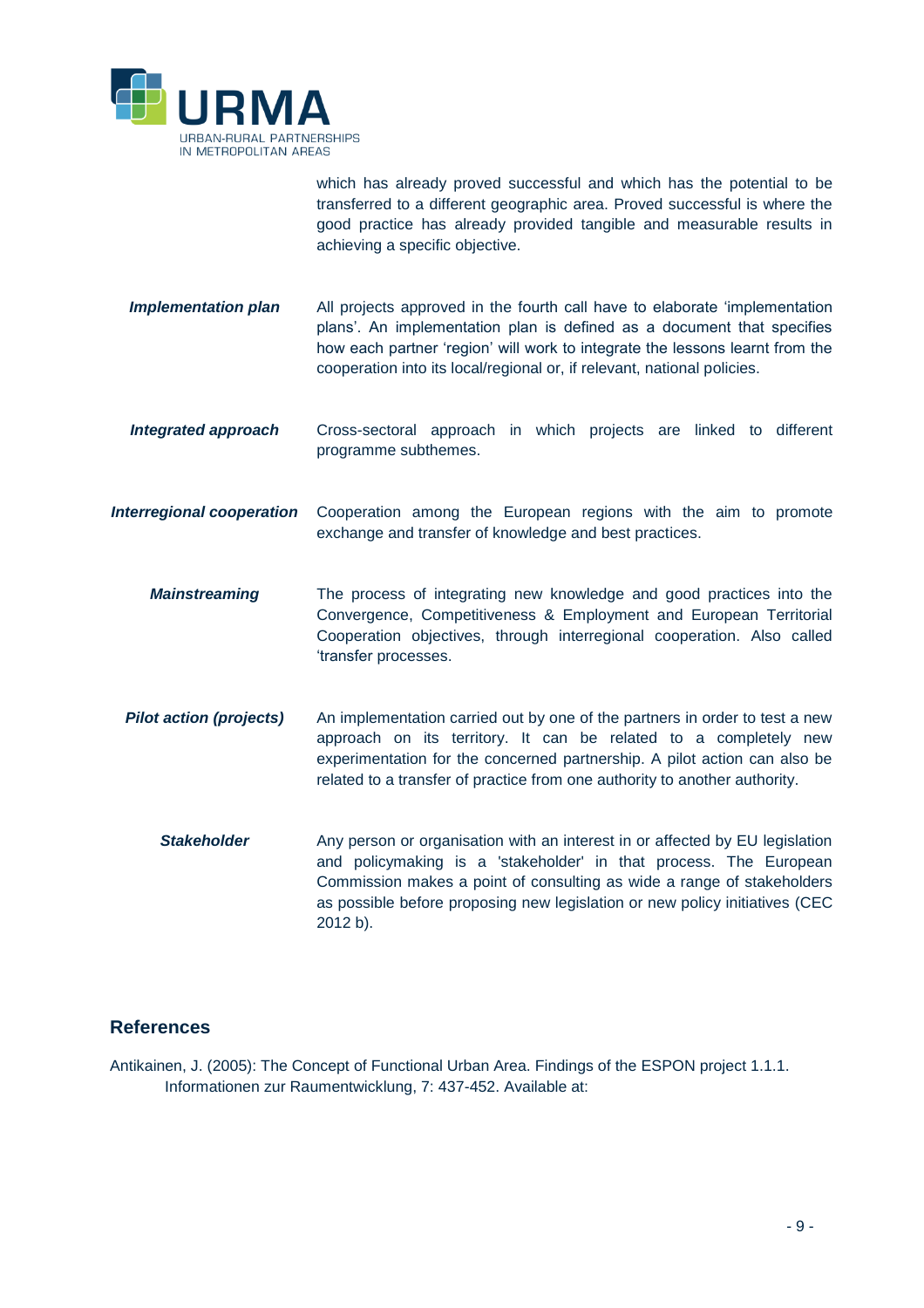which has already proved successful and which has the potential to be transferred to a different geographic area. Proved successful is where the good practice has already provided tangible and measurable results in achieving a specific objective.

| | |
|---|---|
| ***Implementation plan*** | All projects approved in the fourth call have to elaborate 'implementation plans'. An implementation plan is defined as a document that specifies how each partner 'region' will work to integrate the lessons learnt from the cooperation into its local/regional or, if relevant, national policies. |
| ***Integrated approach*** | Cross-sectoral approach in which projects are linked to different programme subthemes. |
| ***Interregional cooperation*** | Cooperation among the European regions with the aim to promote exchange and transfer of knowledge and best practices. |
| ***Mainstreaming*** | The process of integrating new knowledge and good practices into the Convergence, Competitiveness & Employment and European Territorial Cooperation objectives, through interregional cooperation. Also called 'transfer processes. |
| ***Pilot action (projects)*** | An implementation carried out by one of the partners in order to test a new approach on its territory. It can be related to a completely new experimentation for the concerned partnership. A pilot action can also be related to a transfer of practice from one authority to another authority. |
| ***Stakeholder*** | Any person or organisation with an interest in or affected by EU legislation and policymaking is a 'stakeholder' in that process. The European Commission makes a point of consulting as wide a range of stakeholders as possible before proposing new legislation or new policy initiatives (CEC 2012 b). |

## References

Antikainen, J. (2005): The Concept of Functional Urban Area. Findings of the ESPON project 1.1.1. Informationen zur Raumentwicklung, 7: 437-452. Available at: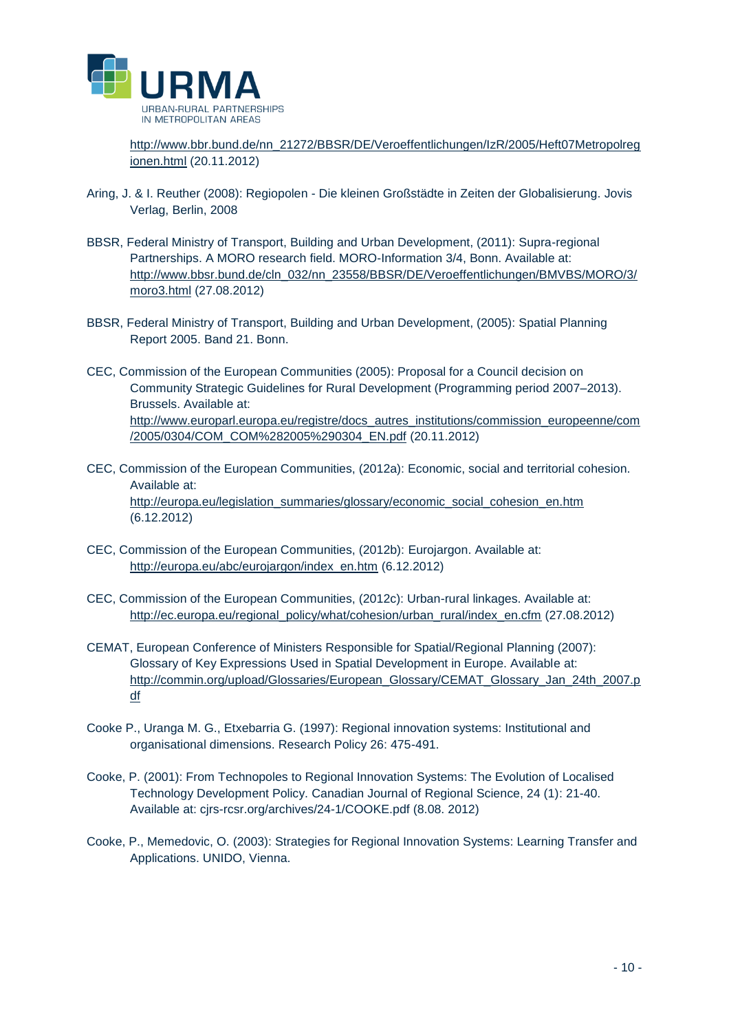http://www.bbr.bund.de/nn_21272/BBSR/DE/Veroeffentlichungen/IzR/2005/Heft07Metropolregionen.html (20.11.2012)

Aring, J. & I. Reuther (2008): Regiopolen - Die kleinen Großstädte in Zeiten der Globalisierung. Jovis Verlag, Berlin, 2008

BBSR, Federal Ministry of Transport, Building and Urban Development, (2011): Supra-regional Partnerships. A MORO research field. MORO-Information 3/4, Bonn. Available at: http://www.bbsr.bund.de/cln_032/nn_23558/BBSR/DE/Veroeffentlichungen/BMVBS/MORO/3/moro3.html (27.08.2012)

BBSR, Federal Ministry of Transport, Building and Urban Development, (2005): Spatial Planning Report 2005. Band 21. Bonn.

CEC, Commission of the European Communities (2005): Proposal for a Council decision on Community Strategic Guidelines for Rural Development (Programming period 2007–2013). Brussels. Available at: http://www.europarl.europa.eu/registre/docs_autres_institutions/commission_europeenne/com/2005/0304/COM_COM%282005%290304_EN.pdf (20.11.2012)

CEC, Commission of the European Communities, (2012a): Economic, social and territorial cohesion. Available at: http://europa.eu/legislation_summaries/glossary/economic_social_cohesion_en.htm (6.12.2012)

CEC, Commission of the European Communities, (2012b): Eurojargon. Available at: http://europa.eu/abc/eurojargon/index_en.htm (6.12.2012)

CEC, Commission of the European Communities, (2012c): Urban-rural linkages. Available at: http://ec.europa.eu/regional_policy/what/cohesion/urban_rural/index_en.cfm (27.08.2012)

CEMAT, European Conference of Ministers Responsible for Spatial/Regional Planning (2007): Glossary of Key Expressions Used in Spatial Development in Europe. Available at: http://commin.org/upload/Glossaries/European_Glossary/CEMAT_Glossary_Jan_24th_2007.pdf

Cooke P., Uranga M. G., Etxebarria G. (1997): Regional innovation systems: Institutional and organisational dimensions. Research Policy 26: 475-491.

Cooke, P. (2001): From Technopoles to Regional Innovation Systems: The Evolution of Localised Technology Development Policy. Canadian Journal of Regional Science, 24 (1): 21-40. Available at: cjrs-rcsr.org/archives/24-1/COOKE.pdf (8.08. 2012)

Cooke, P., Memedovic, O. (2003): Strategies for Regional Innovation Systems: Learning Transfer and Applications. UNIDO, Vienna.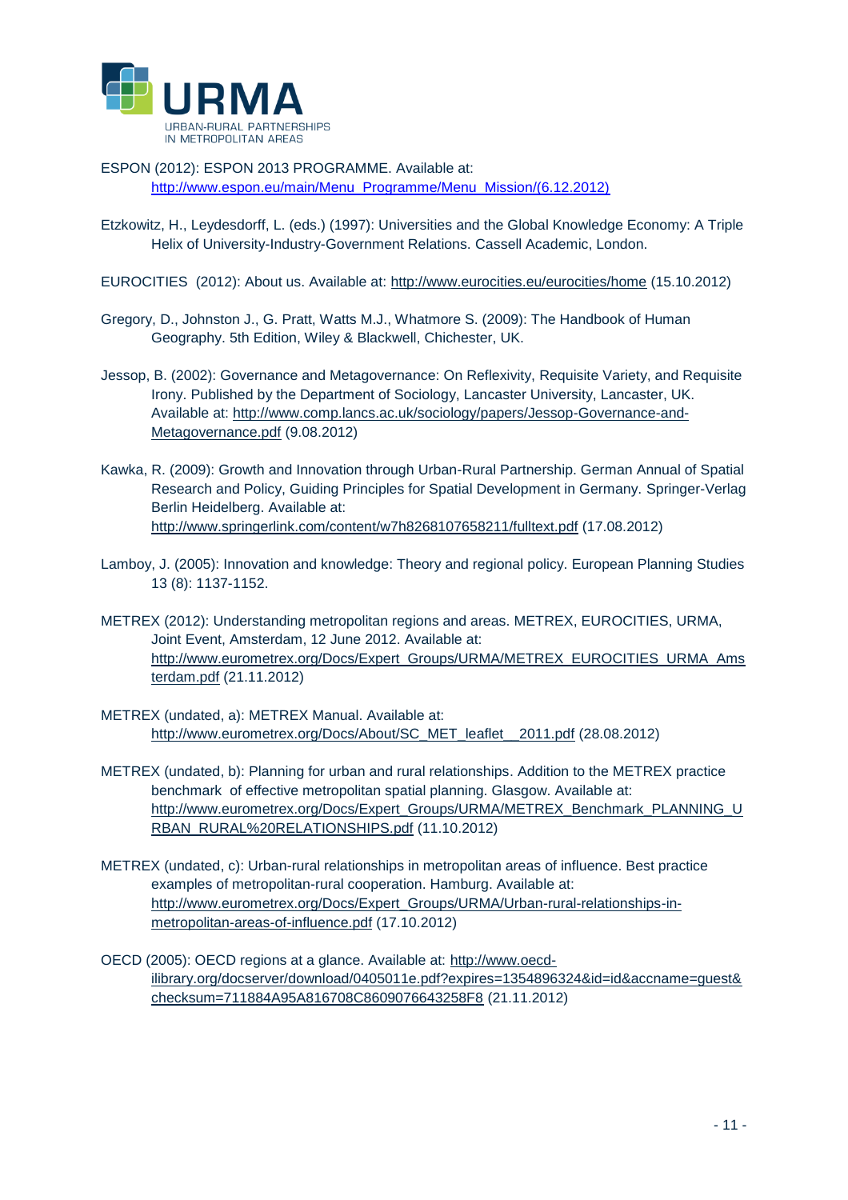ESPON (2012): ESPON 2013 PROGRAMME. Available at: http://www.espon.eu/main/Menu_Programme/Menu_Mission/(6.12.2012)

Etzkowitz, H., Leydesdorff, L. (eds.) (1997): Universities and the Global Knowledge Economy: A Triple Helix of University-Industry-Government Relations. Cassell Academic, London.

EUROCITIES (2012): About us. Available at: http://www.eurocities.eu/eurocities/home (15.10.2012)

Gregory, D., Johnston J., G. Pratt, Watts M.J., Whatmore S. (2009): The Handbook of Human Geography. 5th Edition, Wiley & Blackwell, Chichester, UK.

Jessop, B. (2002): Governance and Metagovernance: On Reflexivity, Requisite Variety, and Requisite Irony. Published by the Department of Sociology, Lancaster University, Lancaster, UK. Available at: http://www.comp.lancs.ac.uk/sociology/papers/Jessop-Governance-and-Metagovernance.pdf (9.08.2012)

Kawka, R. (2009): Growth and Innovation through Urban-Rural Partnership. German Annual of Spatial Research and Policy, Guiding Principles for Spatial Development in Germany. Springer-Verlag Berlin Heidelberg. Available at: http://www.springerlink.com/content/w7h8268107658211/fulltext.pdf (17.08.2012)

Lamboy, J. (2005): Innovation and knowledge: Theory and regional policy. European Planning Studies 13 (8): 1137-1152.

METREX (2012): Understanding metropolitan regions and areas. METREX, EUROCITIES, URMA, Joint Event, Amsterdam, 12 June 2012. Available at: http://www.eurometrex.org/Docs/Expert_Groups/URMA/METREX_EUROCITIES_URMA_Amsterdam.pdf (21.11.2012)

METREX (undated, a): METREX Manual. Available at: http://www.eurometrex.org/Docs/About/SC_MET_leaflet__2011.pdf (28.08.2012)

METREX (undated, b): Planning for urban and rural relationships. Addition to the METREX practice benchmark of effective metropolitan spatial planning. Glasgow. Available at: http://www.eurometrex.org/Docs/Expert_Groups/URMA/METREX_Benchmark_PLANNING_URBAN_RURAL%20RELATIONSHIPS.pdf (11.10.2012)

METREX (undated, c): Urban-rural relationships in metropolitan areas of influence. Best practice examples of metropolitan-rural cooperation. Hamburg. Available at: http://www.eurometrex.org/Docs/Expert_Groups/URMA/Urban-rural-relationships-in-metropolitan-areas-of-influence.pdf (17.10.2012)

OECD (2005): OECD regions at a glance. Available at: http://www.oecd-ilibrary.org/docserver/download/0405011e.pdf?expires=1354896324&id=id&accname=guest&checksum=711884A95A816708C8609076643258F8 (21.11.2012)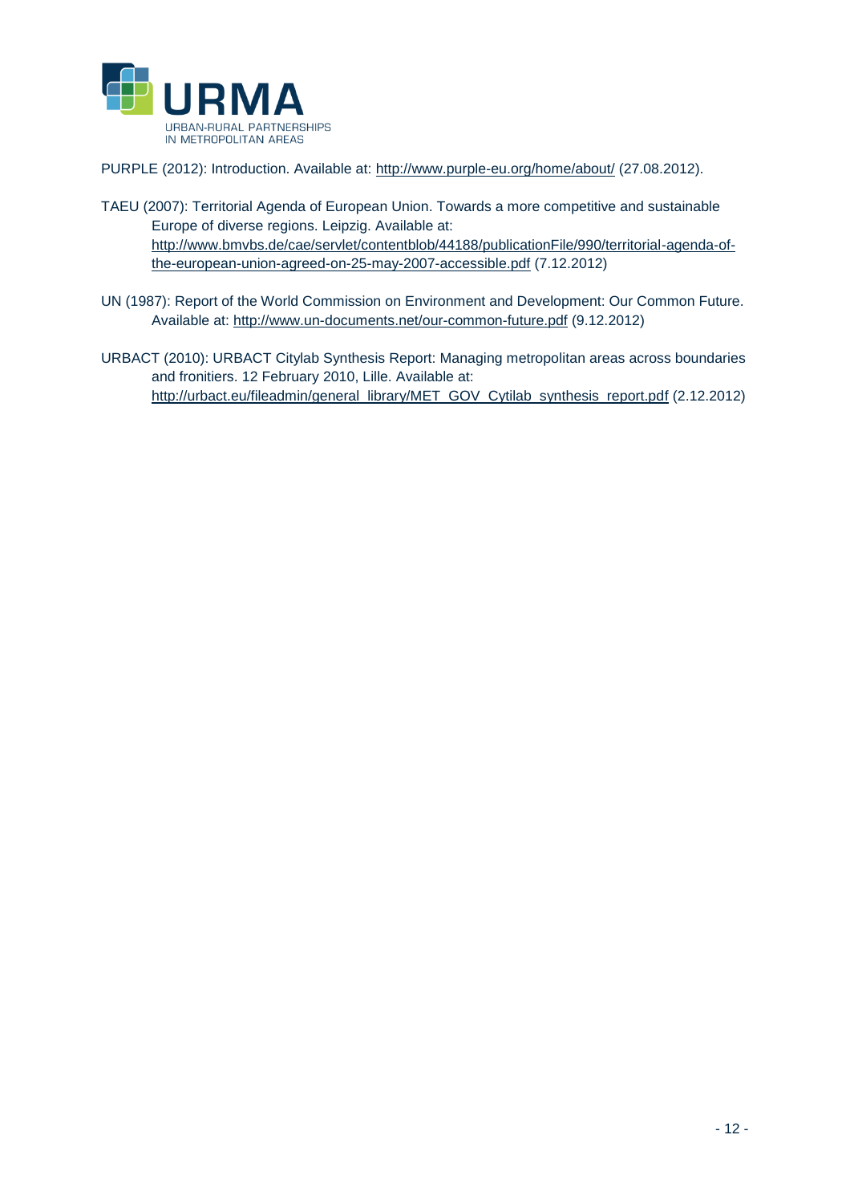PURPLE (2012): Introduction. Available at: http://www.purple-eu.org/home/about/ (27.08.2012).

TAEU (2007): Territorial Agenda of European Union. Towards a more competitive and sustainable Europe of diverse regions. Leipzig. Available at: http://www.bmvbs.de/cae/servlet/contentblob/44188/publicationFile/990/territorial-agenda-of-the-european-union-agreed-on-25-may-2007-accessible.pdf (7.12.2012)

UN (1987): Report of the World Commission on Environment and Development: Our Common Future. Available at: http://www.un-documents.net/our-common-future.pdf (9.12.2012)

URBACT (2010): URBACT Citylab Synthesis Report: Managing metropolitan areas across boundaries and fronitiers. 12 February 2010, Lille. Available at: http://urbact.eu/fileadmin/general_library/MET_GOV_Cytilab_synthesis_report.pdf (2.12.2012)